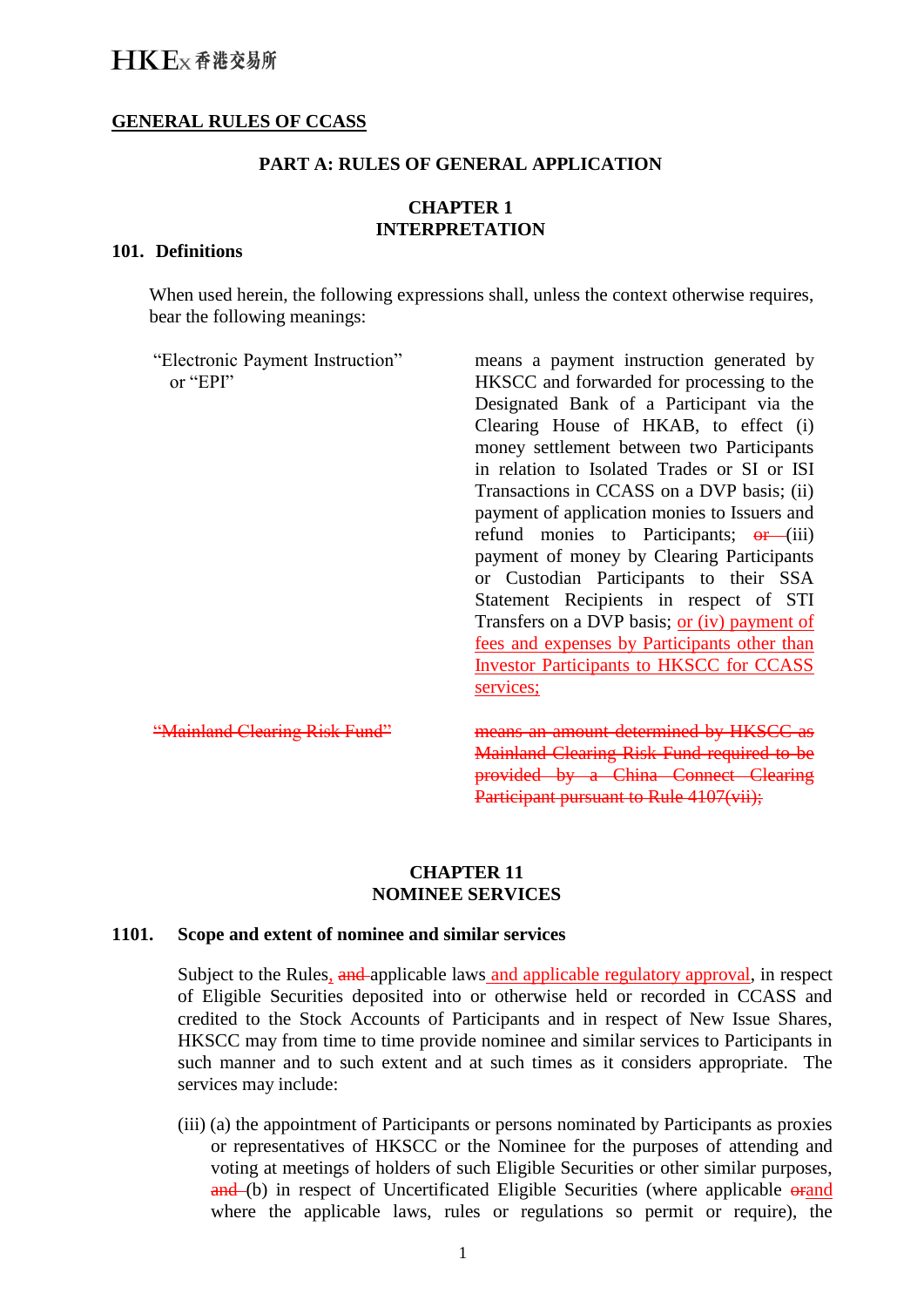HKEx 香港交易所

## GENERAL RULES OF CCASS

### PART A: RULES OF GENERAL APPLICATION

### CHAPTER 1
### INTERPRETATION

**101. Definitions**

When used herein, the following expressions shall, unless the context otherwise requires, bear the following meanings:

| | |
|---|---|
| "Electronic Payment Instruction" or "EPI" | means a payment instruction generated by HKSCC and forwarded for processing to the Designated Bank of a Participant via the Clearing House of HKAB, to effect (i) money settlement between two Participants in relation to Isolated Trades or SI or ISI Transactions in CCASS on a DVP basis; (ii) payment of application monies to Issuers and refund monies to Participants; ~~or~~ (iii) payment of money by Clearing Participants or Custodian Participants to their SSA Statement Recipients in respect of STI Transfers on a DVP basis; <u>or (iv) payment of fees and expenses by Participants other than Investor Participants to HKSCC for CCASS services;</u> |
| ~~"Mainland Clearing Risk Fund"~~ | ~~means an amount determined by HKSCC as Mainland Clearing Risk Fund required to be provided by a China Connect Clearing Participant pursuant to Rule 4107(vii);~~ |

### CHAPTER 11
### NOMINEE SERVICES

**1101. Scope and extent of nominee and similar services**

Subject to the Rules<u>,</u> ~~and~~ applicable laws <u>and applicable regulatory approval</u>, in respect of Eligible Securities deposited into or otherwise held or recorded in CCASS and credited to the Stock Accounts of Participants and in respect of New Issue Shares, HKSCC may from time to time provide nominee and similar services to Participants in such manner and to such extent and at such times as it considers appropriate. The services may include:

(iii) (a) the appointment of Participants or persons nominated by Participants as proxies or representatives of HKSCC or the Nominee for the purposes of attending and voting at meetings of holders of such Eligible Securities or other similar purposes, ~~and~~ (b) in respect of Uncertificated Eligible Securities (where applicable ~~or~~<u>and</u> where the applicable laws, rules or regulations so permit or require), the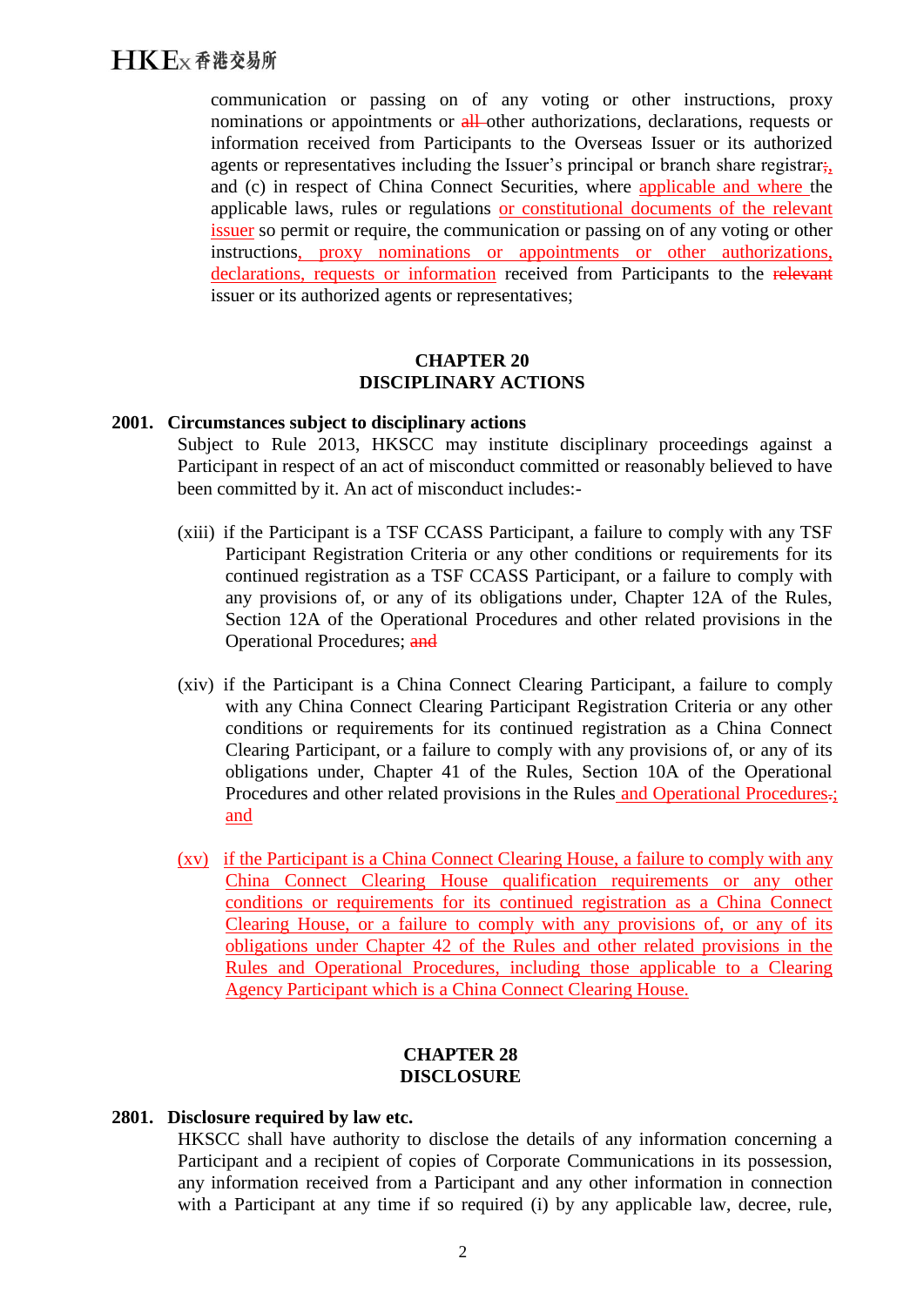communication or passing on of any voting or other instructions, proxy nominations or appointments or all other authorizations, declarations, requests or information received from Participants to the Overseas Issuer or its authorized agents or representatives including the Issuer's principal or branch share registrar;, and (c) in respect of China Connect Securities, where applicable and where the applicable laws, rules or regulations or constitutional documents of the relevant issuer so permit or require, the communication or passing on of any voting or other instructions, proxy nominations or appointments or other authorizations, declarations, requests or information received from Participants to the relevant issuer or its authorized agents or representatives;

## CHAPTER 20
## DISCIPLINARY ACTIONS

### 2001. Circumstances subject to disciplinary actions

Subject to Rule 2013, HKSCC may institute disciplinary proceedings against a Participant in respect of an act of misconduct committed or reasonably believed to have been committed by it. An act of misconduct includes:-

(xiii) if the Participant is a TSF CCASS Participant, a failure to comply with any TSF Participant Registration Criteria or any other conditions or requirements for its continued registration as a TSF CCASS Participant, or a failure to comply with any provisions of, or any of its obligations under, Chapter 12A of the Rules, Section 12A of the Operational Procedures and other related provisions in the Operational Procedures; and

(xiv) if the Participant is a China Connect Clearing Participant, a failure to comply with any China Connect Clearing Participant Registration Criteria or any other conditions or requirements for its continued registration as a China Connect Clearing Participant, or a failure to comply with any provisions of, or any of its obligations under, Chapter 41 of the Rules, Section 10A of the Operational Procedures and other related provisions in the Rules and Operational Procedures.; and

(xv) if the Participant is a China Connect Clearing House, a failure to comply with any China Connect Clearing House qualification requirements or any other conditions or requirements for its continued registration as a China Connect Clearing House, or a failure to comply with any provisions of, or any of its obligations under Chapter 42 of the Rules and other related provisions in the Rules and Operational Procedures, including those applicable to a Clearing Agency Participant which is a China Connect Clearing House.

## CHAPTER 28
## DISCLOSURE

### 2801. Disclosure required by law etc.

HKSCC shall have authority to disclose the details of any information concerning a Participant and a recipient of copies of Corporate Communications in its possession, any information received from a Participant and any other information in connection with a Participant at any time if so required (i) by any applicable law, decree, rule,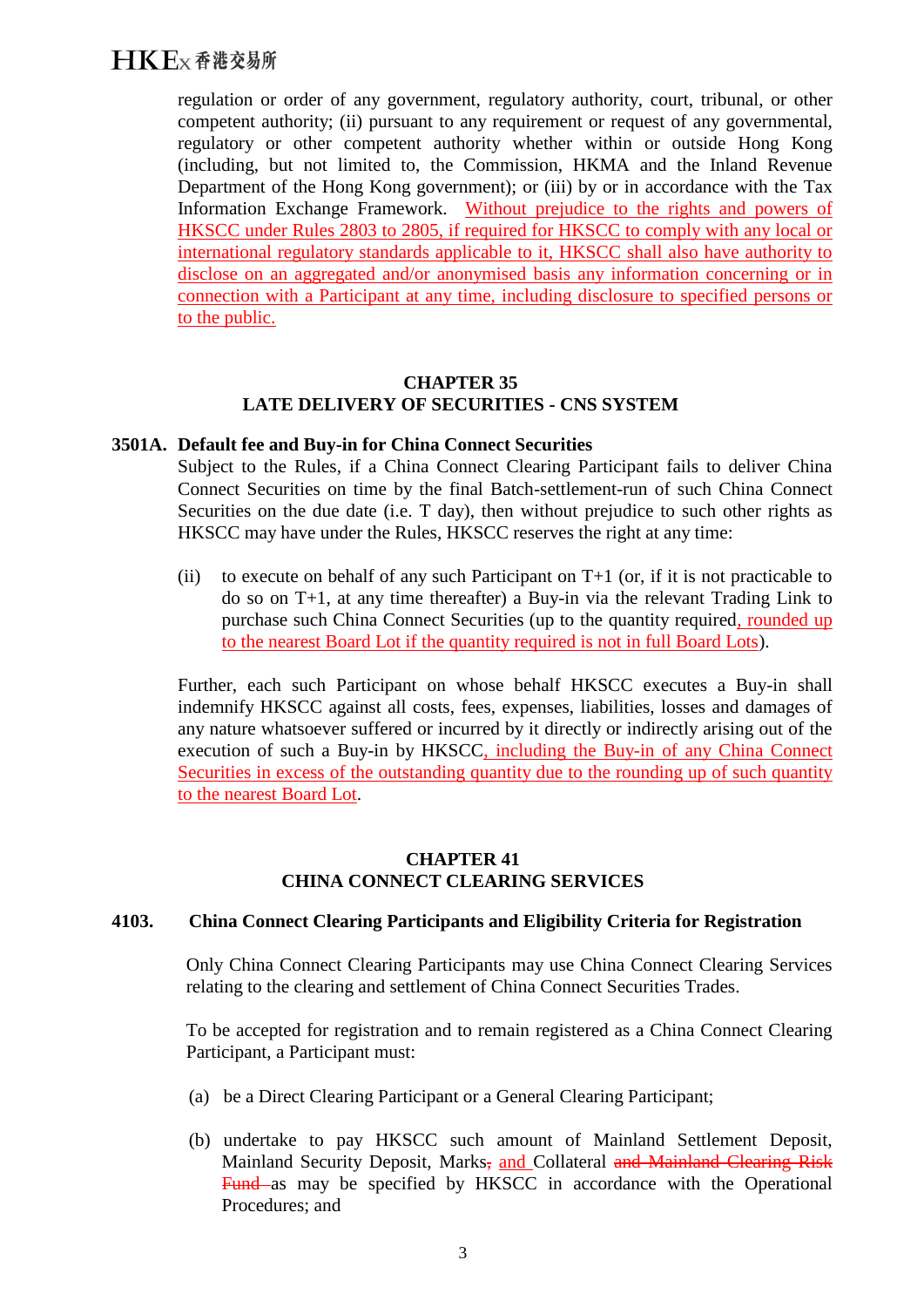regulation or order of any government, regulatory authority, court, tribunal, or other competent authority; (ii) pursuant to any requirement or request of any governmental, regulatory or other competent authority whether within or outside Hong Kong (including, but not limited to, the Commission, HKMA and the Inland Revenue Department of the Hong Kong government); or (iii) by or in accordance with the Tax Information Exchange Framework. Without prejudice to the rights and powers of HKSCC under Rules 2803 to 2805, if required for HKSCC to comply with any local or international regulatory standards applicable to it, HKSCC shall also have authority to disclose on an aggregated and/or anonymised basis any information concerning or in connection with a Participant at any time, including disclosure to specified persons or to the public.

## CHAPTER 35
## LATE DELIVERY OF SECURITIES - CNS SYSTEM

**3501A. Default fee and Buy-in for China Connect Securities**

Subject to the Rules, if a China Connect Clearing Participant fails to deliver China Connect Securities on time by the final Batch-settlement-run of such China Connect Securities on the due date (i.e. T day), then without prejudice to such other rights as HKSCC may have under the Rules, HKSCC reserves the right at any time:

(ii) to execute on behalf of any such Participant on T+1 (or, if it is not practicable to do so on T+1, at any time thereafter) a Buy-in via the relevant Trading Link to purchase such China Connect Securities (up to the quantity required, rounded up to the nearest Board Lot if the quantity required is not in full Board Lots).

Further, each such Participant on whose behalf HKSCC executes a Buy-in shall indemnify HKSCC against all costs, fees, expenses, liabilities, losses and damages of any nature whatsoever suffered or incurred by it directly or indirectly arising out of the execution of such a Buy-in by HKSCC, including the Buy-in of any China Connect Securities in excess of the outstanding quantity due to the rounding up of such quantity to the nearest Board Lot.

## CHAPTER 41
## CHINA CONNECT CLEARING SERVICES

**4103. China Connect Clearing Participants and Eligibility Criteria for Registration**

Only China Connect Clearing Participants may use China Connect Clearing Services relating to the clearing and settlement of China Connect Securities Trades.

To be accepted for registration and to remain registered as a China Connect Clearing Participant, a Participant must:

(a) be a Direct Clearing Participant or a General Clearing Participant;

(b) undertake to pay HKSCC such amount of Mainland Settlement Deposit, Mainland Security Deposit, Marks, ~~,~~ and Collateral ~~and Mainland Clearing Risk Fund~~ as may be specified by HKSCC in accordance with the Operational Procedures; and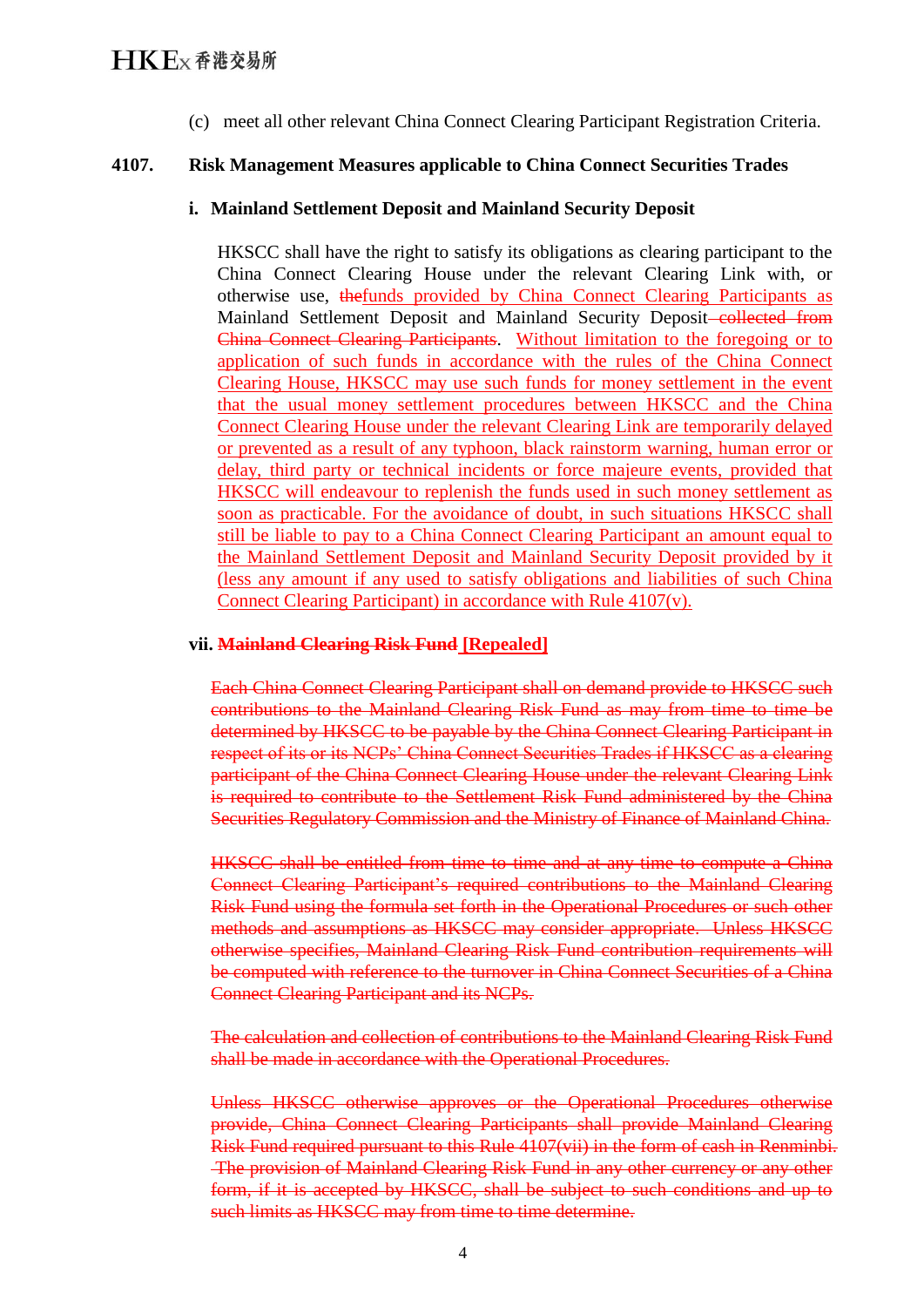(c) meet all other relevant China Connect Clearing Participant Registration Criteria.

**4107. Risk Management Measures applicable to China Connect Securities Trades**

**i. Mainland Settlement Deposit and Mainland Security Deposit**

HKSCC shall have the right to satisfy its obligations as clearing participant to the China Connect Clearing House under the relevant Clearing Link with, or otherwise use, ~~the~~funds provided by China Connect Clearing Participants as Mainland Settlement Deposit and Mainland Security Deposit ~~collected from China Connect Clearing Participants~~. Without limitation to the foregoing or to application of such funds in accordance with the rules of the China Connect Clearing House, HKSCC may use such funds for money settlement in the event that the usual money settlement procedures between HKSCC and the China Connect Clearing House under the relevant Clearing Link are temporarily delayed or prevented as a result of any typhoon, black rainstorm warning, human error or delay, third party or technical incidents or force majeure events, provided that HKSCC will endeavour to replenish the funds used in such money settlement as soon as practicable. For the avoidance of doubt, in such situations HKSCC shall still be liable to pay to a China Connect Clearing Participant an amount equal to the Mainland Settlement Deposit and Mainland Security Deposit provided by it (less any amount if any used to satisfy obligations and liabilities of such China Connect Clearing Participant) in accordance with Rule 4107(v).

**vii. ~~Mainland Clearing Risk Fund~~ [Repealed]**

~~Each China Connect Clearing Participant shall on demand provide to HKSCC such contributions to the Mainland Clearing Risk Fund as may from time to time be determined by HKSCC to be payable by the China Connect Clearing Participant in respect of its or its NCPs' China Connect Securities Trades if HKSCC as a clearing participant of the China Connect Clearing House under the relevant Clearing Link is required to contribute to the Settlement Risk Fund administered by the China Securities Regulatory Commission and the Ministry of Finance of Mainland China.~~

~~HKSCC shall be entitled from time to time and at any time to compute a China Connect Clearing Participant's required contributions to the Mainland Clearing Risk Fund using the formula set forth in the Operational Procedures or such other methods and assumptions as HKSCC may consider appropriate. Unless HKSCC otherwise specifies, Mainland Clearing Risk Fund contribution requirements will be computed with reference to the turnover in China Connect Securities of a China Connect Clearing Participant and its NCPs.~~

~~The calculation and collection of contributions to the Mainland Clearing Risk Fund shall be made in accordance with the Operational Procedures.~~

~~Unless HKSCC otherwise approves or the Operational Procedures otherwise provide, China Connect Clearing Participants shall provide Mainland Clearing Risk Fund required pursuant to this Rule 4107(vii) in the form of cash in Renminbi. The provision of Mainland Clearing Risk Fund in any other currency or any other form, if it is accepted by HKSCC, shall be subject to such conditions and up to such limits as HKSCC may from time to time determine.~~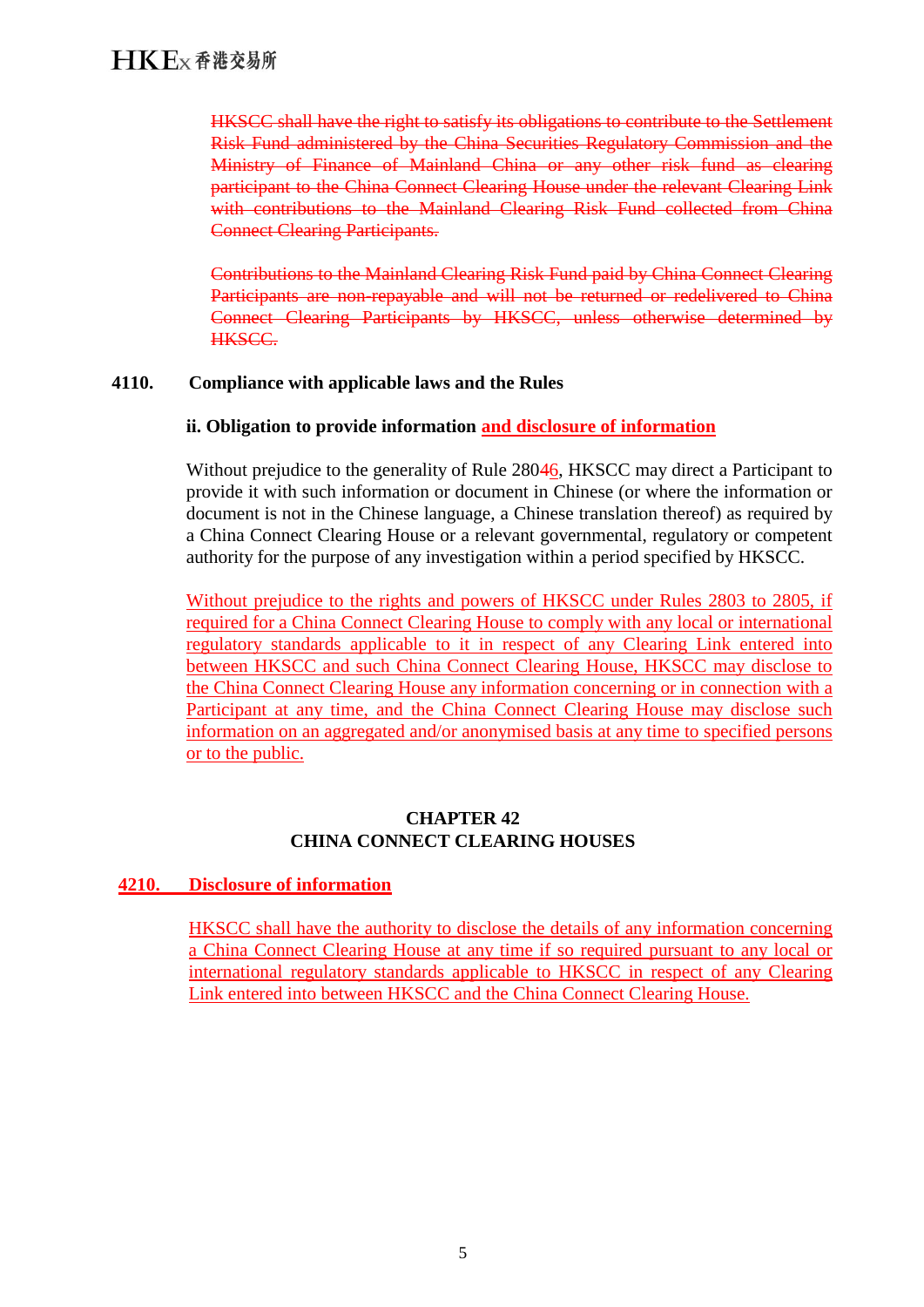~~HKSCC shall have the right to satisfy its obligations to contribute to the Settlement Risk Fund administered by the China Securities Regulatory Commission and the Ministry of Finance of Mainland China or any other risk fund as clearing participant to the China Connect Clearing House under the relevant Clearing Link with contributions to the Mainland Clearing Risk Fund collected from China Connect Clearing Participants.~~

~~Contributions to the Mainland Clearing Risk Fund paid by China Connect Clearing Participants are non-repayable and will not be returned or redelivered to China Connect Clearing Participants by HKSCC, unless otherwise determined by HKSCC.~~

**4110. Compliance with applicable laws and the Rules**

**ii. Obligation to provide information** <u>**and disclosure of information**</u>

Without prejudice to the generality of Rule 280~~4~~<u>6</u>, HKSCC may direct a Participant to provide it with such information or document in Chinese (or where the information or document is not in the Chinese language, a Chinese translation thereof) as required by a China Connect Clearing House or a relevant governmental, regulatory or competent authority for the purpose of any investigation within a period specified by HKSCC.

<u>Without prejudice to the rights and powers of HKSCC under Rules 2803 to 2805, if required for a China Connect Clearing House to comply with any local or international regulatory standards applicable to it in respect of any Clearing Link entered into between HKSCC and such China Connect Clearing House, HKSCC may disclose to the China Connect Clearing House any information concerning or in connection with a Participant at any time, and the China Connect Clearing House may disclose such information on an aggregated and/or anonymised basis at any time to specified persons or to the public.</u>

**CHAPTER 42**
**CHINA CONNECT CLEARING HOUSES**

<u>**4210. Disclosure of information**</u>

<u>HKSCC shall have the authority to disclose the details of any information concerning a China Connect Clearing House at any time if so required pursuant to any local or international regulatory standards applicable to HKSCC in respect of any Clearing Link entered into between HKSCC and the China Connect Clearing House.</u>